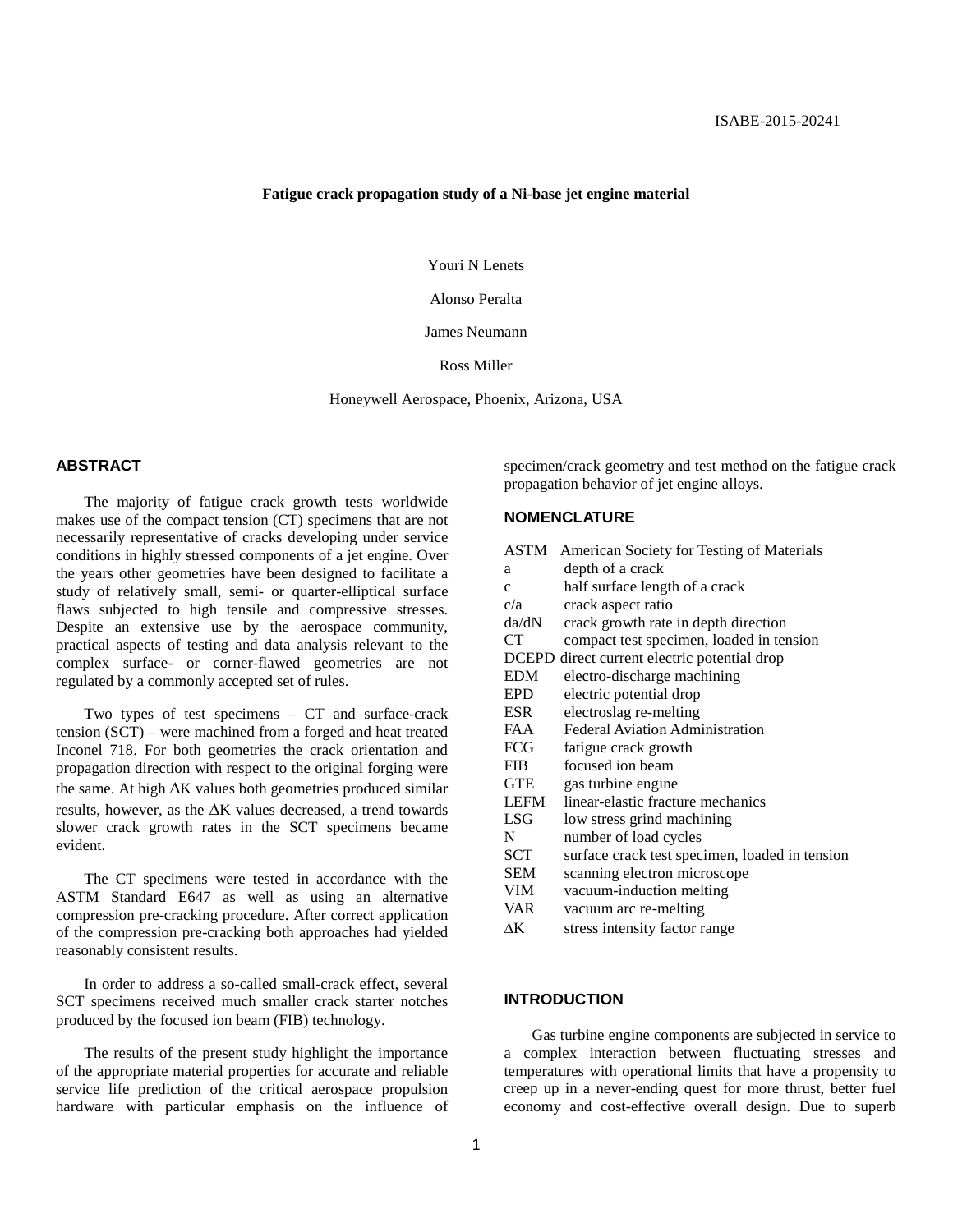ISABE-2015-20241

# Fatigue crack propagation study of a Ni-base jet engine material

Youri N Lenets

Alonso Peralta

James Neumann

Ross Miller

Honeywell Aerospace, Phoenix, Arizona, USA

## ABSTRACT

The majority of fatigue crack growth tests worldwide makes use of the compact tension (CT) specimens that are not necessarily representative of cracks developing under service conditions in highly stressed components of a jet engine. Over the years other geometries have been designed to facilitate a study of relatively small, semi- or quarter-elliptical surface flaws subjected to high tensile and compressive stresses. Despite an extensive use by the aerospace community, practical aspects of testing and data analysis relevant to the complex surface- or corner-flawed geometries are not regulated by a commonly accepted set of rules.

Two types of test specimens – CT and surface-crack tension (SCT) – were machined from a forged and heat treated Inconel 718. For both geometries the crack orientation and propagation direction with respect to the original forging were the same. At high $\Delta K$ values both geometries produced similar results, however, as the $\Delta K$ values decreased, a trend towards slower crack growth rates in the SCT specimens became evident.

The CT specimens were tested in accordance with the ASTM Standard E647 as well as using an alternative compression pre-cracking procedure. After correct application of the compression pre-cracking both approaches had yielded reasonably consistent results.

In order to address a so-called small-crack effect, several SCT specimens received much smaller crack starter notches produced by the focused ion beam (FIB) technology.

The results of the present study highlight the importance of the appropriate material properties for accurate and reliable service life prediction of the critical aerospace propulsion hardware with particular emphasis on the influence of specimen/crack geometry and test method on the fatigue crack propagation behavior of jet engine alloys.

## NOMENCLATURE

| | |
|---|---|
| ASTM | American Society for Testing of Materials |
| a | depth of a crack |
| c | half surface length of a crack |
| c/a | crack aspect ratio |
| da/dN | crack growth rate in depth direction |
| CT | compact test specimen, loaded in tension |
| DCEPD | direct current electric potential drop |
| EDM | electro-discharge machining |
| EPD | electric potential drop |
| ESR | electroslag re-melting |
| FAA | Federal Aviation Administration |
| FCG | fatigue crack growth |
| FIB | focused ion beam |
| GTE | gas turbine engine |
| LEFM | linear-elastic fracture mechanics |
| LSG | low stress grind machining |
| N | number of load cycles |
| SCT | surface crack test specimen, loaded in tension |
| SEM | scanning electron microscope |
| VIM | vacuum-induction melting |
| VAR | vacuum arc re-melting |
| $\Delta K$ | stress intensity factor range |

## INTRODUCTION

Gas turbine engine components are subjected in service to a complex interaction between fluctuating stresses and temperatures with operational limits that have a propensity to creep up in a never-ending quest for more thrust, better fuel economy and cost-effective overall design. Due to superb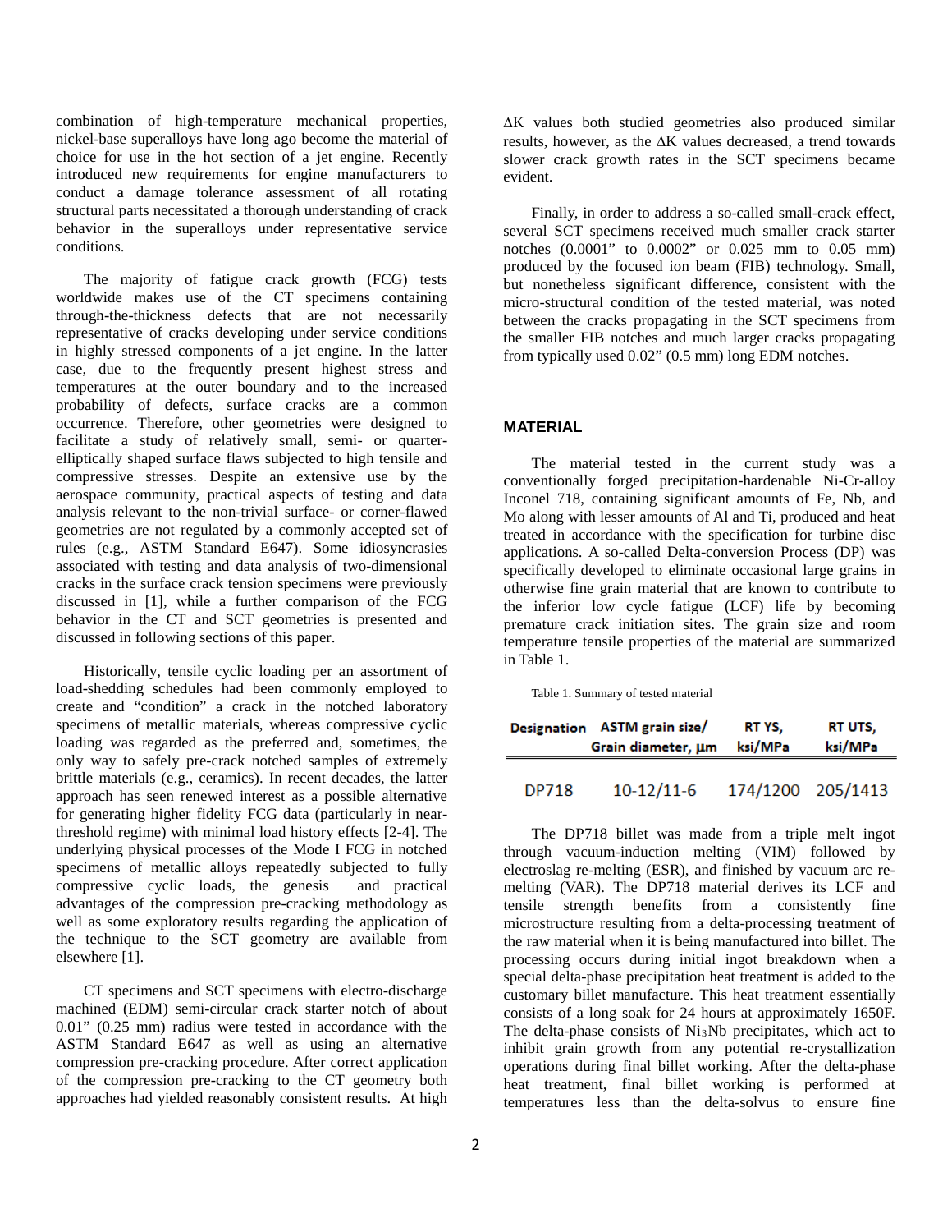combination of high-temperature mechanical properties, nickel-base superalloys have long ago become the material of choice for use in the hot section of a jet engine. Recently introduced new requirements for engine manufacturers to conduct a damage tolerance assessment of all rotating structural parts necessitated a thorough understanding of crack behavior in the superalloys under representative service conditions.

The majority of fatigue crack growth (FCG) tests worldwide makes use of the CT specimens containing through-the-thickness defects that are not necessarily representative of cracks developing under service conditions in highly stressed components of a jet engine. In the latter case, due to the frequently present highest stress and temperatures at the outer boundary and to the increased probability of defects, surface cracks are a common occurrence. Therefore, other geometries were designed to facilitate a study of relatively small, semi- or quarter-elliptically shaped surface flaws subjected to high tensile and compressive stresses. Despite an extensive use by the aerospace community, practical aspects of testing and data analysis relevant to the non-trivial surface- or corner-flawed geometries are not regulated by a commonly accepted set of rules (e.g., ASTM Standard E647). Some idiosyncrasies associated with testing and data analysis of two-dimensional cracks in the surface crack tension specimens were previously discussed in [1], while a further comparison of the FCG behavior in the CT and SCT geometries is presented and discussed in following sections of this paper.

Historically, tensile cyclic loading per an assortment of load-shedding schedules had been commonly employed to create and "condition" a crack in the notched laboratory specimens of metallic materials, whereas compressive cyclic loading was regarded as the preferred and, sometimes, the only way to safely pre-crack notched samples of extremely brittle materials (e.g., ceramics). In recent decades, the latter approach has seen renewed interest as a possible alternative for generating higher fidelity FCG data (particularly in near-threshold regime) with minimal load history effects [2-4]. The underlying physical processes of the Mode I FCG in notched specimens of metallic alloys repeatedly subjected to fully compressive cyclic loads, the genesis and practical advantages of the compression pre-cracking methodology as well as some exploratory results regarding the application of the technique to the SCT geometry are available from elsewhere [1].

CT specimens and SCT specimens with electro-discharge machined (EDM) semi-circular crack starter notch of about 0.01" (0.25 mm) radius were tested in accordance with the ASTM Standard E647 as well as using an alternative compression pre-cracking procedure. After correct application of the compression pre-cracking to the CT geometry both approaches had yielded reasonably consistent results. At high $\Delta K$ values both studied geometries also produced similar results, however, as the $\Delta K$ values decreased, a trend towards slower crack growth rates in the SCT specimens became evident.

Finally, in order to address a so-called small-crack effect, several SCT specimens received much smaller crack starter notches (0.0001" to 0.0002" or 0.025 mm to 0.05 mm) produced by the focused ion beam (FIB) technology. Small, but nonetheless significant difference, consistent with the micro-structural condition of the tested material, was noted between the cracks propagating in the SCT specimens from the smaller FIB notches and much larger cracks propagating from typically used 0.02" (0.5 mm) long EDM notches.

## MATERIAL

The material tested in the current study was a conventionally forged precipitation-hardenable Ni-Cr-alloy Inconel 718, containing significant amounts of Fe, Nb, and Mo along with lesser amounts of Al and Ti, produced and heat treated in accordance with the specification for turbine disc applications. A so-called Delta-conversion Process (DP) was specifically developed to eliminate occasional large grains in otherwise fine grain material that are known to contribute to the inferior low cycle fatigue (LCF) life by becoming premature crack initiation sites. The grain size and room temperature tensile properties of the material are summarized in Table 1.

Table 1. Summary of tested material

| Designation | ASTM grain size/ Grain diameter, µm | RT YS, ksi/MPa | RT UTS, ksi/MPa |
|---|---|---|---|
| DP718 | 10-12/11-6 | 174/1200 | 205/1413 |

The DP718 billet was made from a triple melt ingot through vacuum-induction melting (VIM) followed by electroslag re-melting (ESR), and finished by vacuum arc re-melting (VAR). The DP718 material derives its LCF and tensile strength benefits from a consistently fine microstructure resulting from a delta-processing treatment of the raw material when it is being manufactured into billet. The processing occurs during initial ingot breakdown when a special delta-phase precipitation heat treatment is added to the customary billet manufacture. This heat treatment essentially consists of a long soak for 24 hours at approximately 1650F. The delta-phase consists of $Ni_3Nb$ precipitates, which act to inhibit grain growth from any potential re-crystallization operations during final billet working. After the delta-phase heat treatment, final billet working is performed at temperatures less than the delta-solvus to ensure fine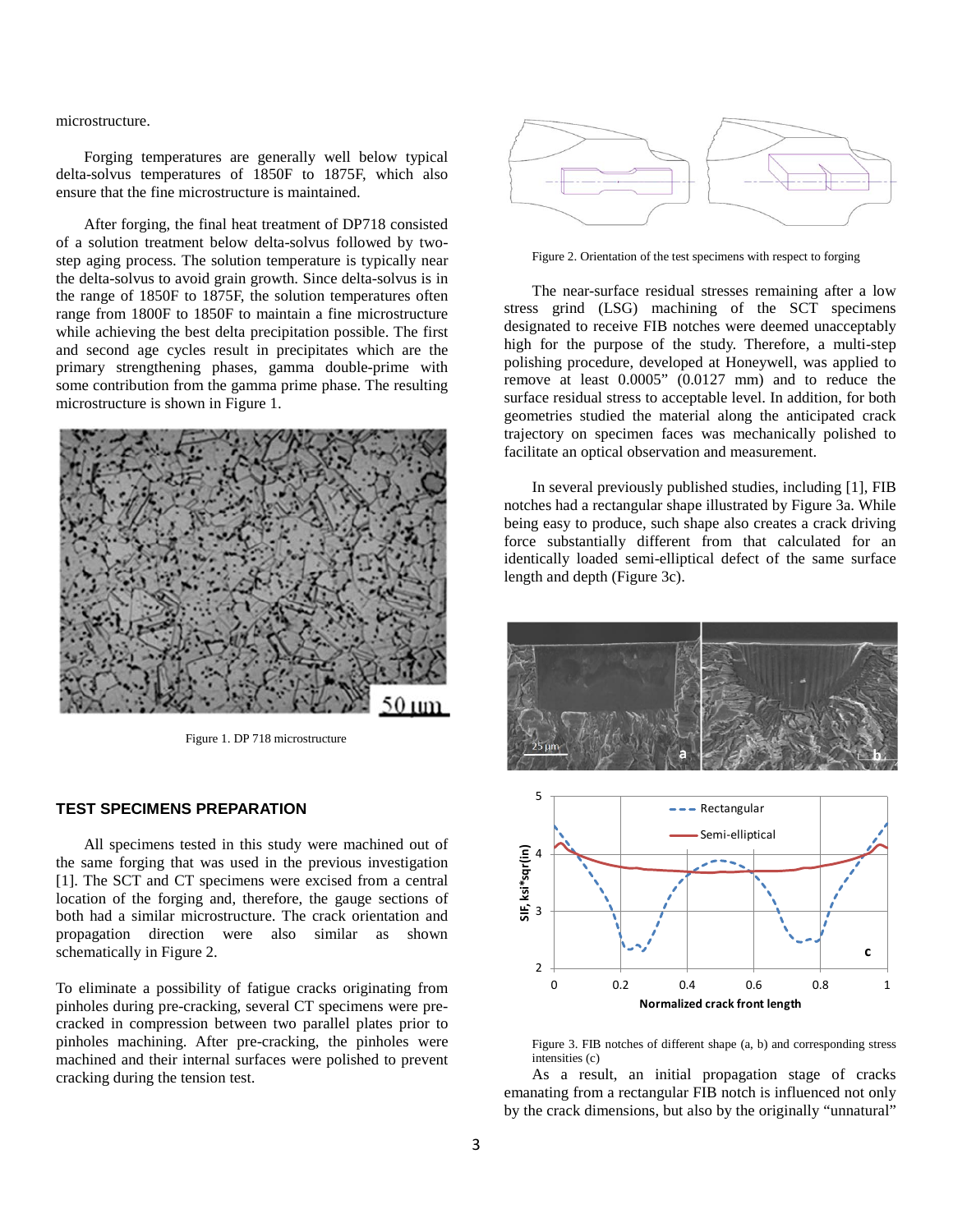microstructure.

Forging temperatures are generally well below typical delta-solvus temperatures of 1850F to 1875F, which also ensure that the fine microstructure is maintained.

After forging, the final heat treatment of DP718 consisted of a solution treatment below delta-solvus followed by two-step aging process. The solution temperature is typically near the delta-solvus to avoid grain growth. Since delta-solvus is in the range of 1850F to 1875F, the solution temperatures often range from 1800F to 1850F to maintain a fine microstructure while achieving the best delta precipitation possible. The first and second age cycles result in precipitates which are the primary strengthening phases, gamma double-prime with some contribution from the gamma prime phase. The resulting microstructure is shown in Figure 1.

Figure 1. DP 718 microstructure

## TEST SPECIMENS PREPARATION

All specimens tested in this study were machined out of the same forging that was used in the previous investigation [1]. The SCT and CT specimens were excised from a central location of the forging and, therefore, the gauge sections of both had a similar microstructure. The crack orientation and propagation direction were also similar as shown schematically in Figure 2.

To eliminate a possibility of fatigue cracks originating from pinholes during pre-cracking, several CT specimens were pre-cracked in compression between two parallel plates prior to pinholes machining. After pre-cracking, the pinholes were machined and their internal surfaces were polished to prevent cracking during the tension test.

Figure 2. Orientation of the test specimens with respect to forging

The near-surface residual stresses remaining after a low stress grind (LSG) machining of the SCT specimens designated to receive FIB notches were deemed unacceptably high for the purpose of the study. Therefore, a multi-step polishing procedure, developed at Honeywell, was applied to remove at least 0.0005" (0.0127 mm) and to reduce the surface residual stress to acceptable level. In addition, for both geometries studied the material along the anticipated crack trajectory on specimen faces was mechanically polished to facilitate an optical observation and measurement.

In several previously published studies, including [1], FIB notches had a rectangular shape illustrated by Figure 3a. While being easy to produce, such shape also creates a crack driving force substantially different from that calculated for an identically loaded semi-elliptical defect of the same surface length and depth (Figure 3c).

Figure 3. FIB notches of different shape (a, b) and corresponding stress intensities (c)

As a result, an initial propagation stage of cracks emanating from a rectangular FIB notch is influenced not only by the crack dimensions, but also by the originally "unnatural"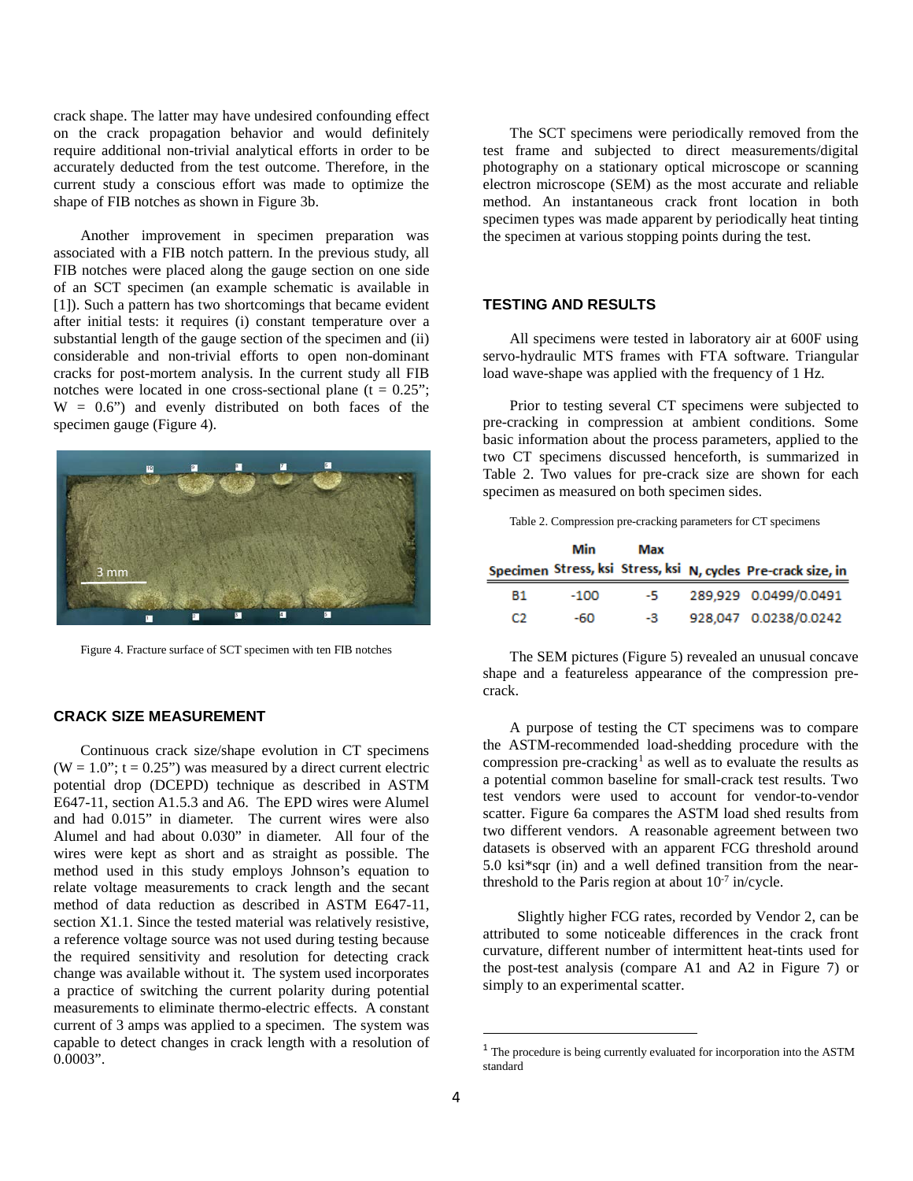crack shape. The latter may have undesired confounding effect on the crack propagation behavior and would definitely require additional non-trivial analytical efforts in order to be accurately deducted from the test outcome. Therefore, in the current study a conscious effort was made to optimize the shape of FIB notches as shown in Figure 3b.

Another improvement in specimen preparation was associated with a FIB notch pattern. In the previous study, all FIB notches were placed along the gauge section on one side of an SCT specimen (an example schematic is available in [1]). Such a pattern has two shortcomings that became evident after initial tests: it requires (i) constant temperature over a substantial length of the gauge section of the specimen and (ii) considerable and non-trivial efforts to open non-dominant cracks for post-mortem analysis. In the current study all FIB notches were located in one cross-sectional plane (t = 0.25"; W = 0.6") and evenly distributed on both faces of the specimen gauge (Figure 4).

Figure 4. Fracture surface of SCT specimen with ten FIB notches

## CRACK SIZE MEASUREMENT

Continuous crack size/shape evolution in CT specimens (W = 1.0"; t = 0.25") was measured by a direct current electric potential drop (DCEPD) technique as described in ASTM E647-11, section A1.5.3 and A6. The EPD wires were Alumel and had 0.015" in diameter. The current wires were also Alumel and had about 0.030" in diameter. All four of the wires were kept as short and as straight as possible. The method used in this study employs Johnson's equation to relate voltage measurements to crack length and the secant method of data reduction as described in ASTM E647-11, section X1.1. Since the tested material was relatively resistive, a reference voltage source was not used during testing because the required sensitivity and resolution for detecting crack change was available without it. The system used incorporates a practice of switching the current polarity during potential measurements to eliminate thermo-electric effects. A constant current of 3 amps was applied to a specimen. The system was capable to detect changes in crack length with a resolution of 0.0003".

The SCT specimens were periodically removed from the test frame and subjected to direct measurements/digital photography on a stationary optical microscope or scanning electron microscope (SEM) as the most accurate and reliable method. An instantaneous crack front location in both specimen types was made apparent by periodically heat tinting the specimen at various stopping points during the test.

## TESTING AND RESULTS

All specimens were tested in laboratory air at 600F using servo-hydraulic MTS frames with FTA software. Triangular load wave-shape was applied with the frequency of 1 Hz.

Prior to testing several CT specimens were subjected to pre-cracking in compression at ambient conditions. Some basic information about the process parameters, applied to the two CT specimens discussed henceforth, is summarized in Table 2. Two values for pre-crack size are shown for each specimen as measured on both specimen sides.

Table 2. Compression pre-cracking parameters for CT specimens

| Specimen | Min Stress, ksi | Max Stress, ksi | N, cycles | Pre-crack size, in |
|---|---|---|---|---|
| B1 | -100 | -5 | 289,929 | 0.0499/0.0491 |
| C2 | -60 | -3 | 928,047 | 0.0238/0.0242 |

The SEM pictures (Figure 5) revealed an unusual concave shape and a featureless appearance of the compression pre-crack.

A purpose of testing the CT specimens was to compare the ASTM-recommended load-shedding procedure with the compression pre-cracking[1] as well as to evaluate the results as a potential common baseline for small-crack test results. Two test vendors were used to account for vendor-to-vendor scatter. Figure 6a compares the ASTM load shed results from two different vendors. A reasonable agreement between two datasets is observed with an apparent FCG threshold around 5.0 ksi*sqr (in) and a well defined transition from the near-threshold to the Paris region at about $10^{-7}$ in/cycle.

Slightly higher FCG rates, recorded by Vendor 2, can be attributed to some noticeable differences in the crack front curvature, different number of intermittent heat-tints used for the post-test analysis (compare A1 and A2 in Figure 7) or simply to an experimental scatter.

[1] The procedure is being currently evaluated for incorporation into the ASTM standard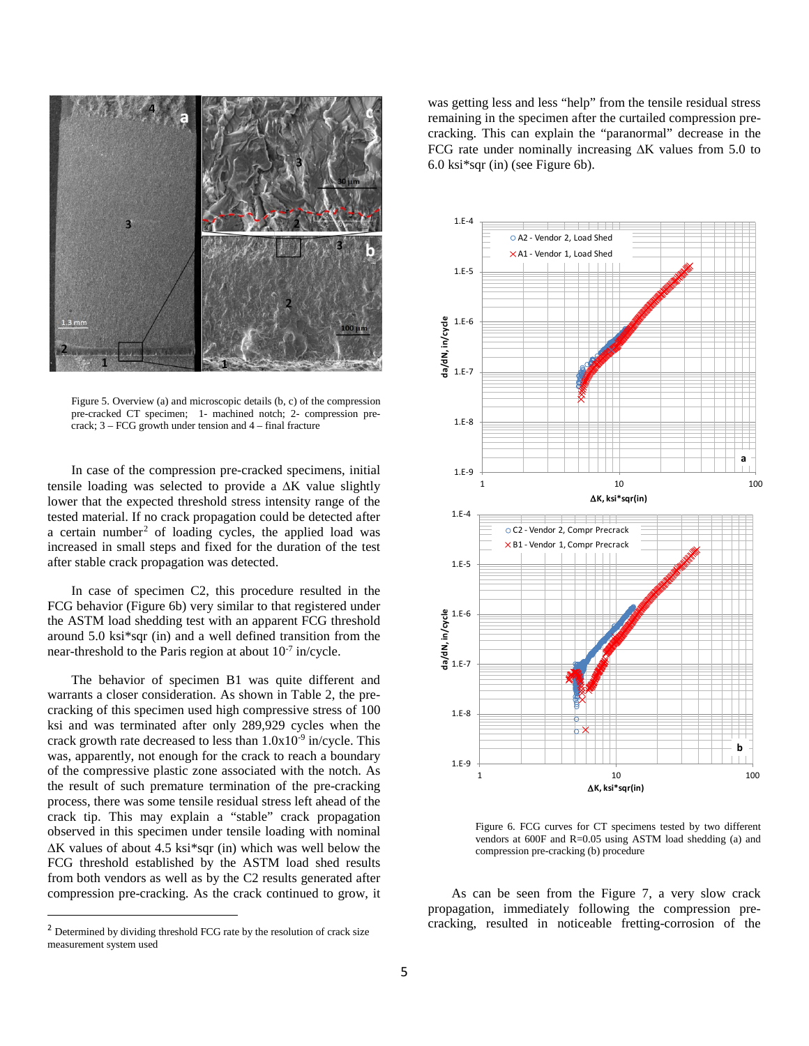Figure 5. Overview (a) and microscopic details (b, c) of the compression pre-cracked CT specimen; 1- machined notch; 2- compression pre-crack; 3 – FCG growth under tension and 4 – final fracture

In case of the compression pre-cracked specimens, initial tensile loading was selected to provide a ΔK value slightly lower that the expected threshold stress intensity range of the tested material. If no crack propagation could be detected after a certain number[2] of loading cycles, the applied load was increased in small steps and fixed for the duration of the test after stable crack propagation was detected.

In case of specimen C2, this procedure resulted in the FCG behavior (Figure 6b) very similar to that registered under the ASTM load shedding test with an apparent FCG threshold around 5.0 ksi*sqr (in) and a well defined transition from the near-threshold to the Paris region at about $10^{-7}$ in/cycle.

The behavior of specimen B1 was quite different and warrants a closer consideration. As shown in Table 2, the pre-cracking of this specimen used high compressive stress of 100 ksi and was terminated after only 289,929 cycles when the crack growth rate decreased to less than $1.0\text{x}10^{-9}$ in/cycle. This was, apparently, not enough for the crack to reach a boundary of the compressive plastic zone associated with the notch. As the result of such premature termination of the pre-cracking process, there was some tensile residual stress left ahead of the crack tip. This may explain a "stable" crack propagation observed in this specimen under tensile loading with nominal ΔK values of about 4.5 ksi*sqr (in) which was well below the FCG threshold established by the ASTM load shed results from both vendors as well as by the C2 results generated after compression pre-cracking. As the crack continued to grow, it was getting less and less "help" from the tensile residual stress remaining in the specimen after the curtailed compression pre-cracking. This can explain the "paranormal" decrease in the FCG rate under nominally increasing ΔK values from 5.0 to 6.0 ksi*sqr (in) (see Figure 6b).

Figure 6. FCG curves for CT specimens tested by two different vendors at 600F and R=0.05 using ASTM load shedding (a) and compression pre-cracking (b) procedure

As can be seen from the Figure 7, a very slow crack propagation, immediately following the compression pre-cracking, resulted in noticeable fretting-corrosion of the

[2] Determined by dividing threshold FCG rate by the resolution of crack size measurement system used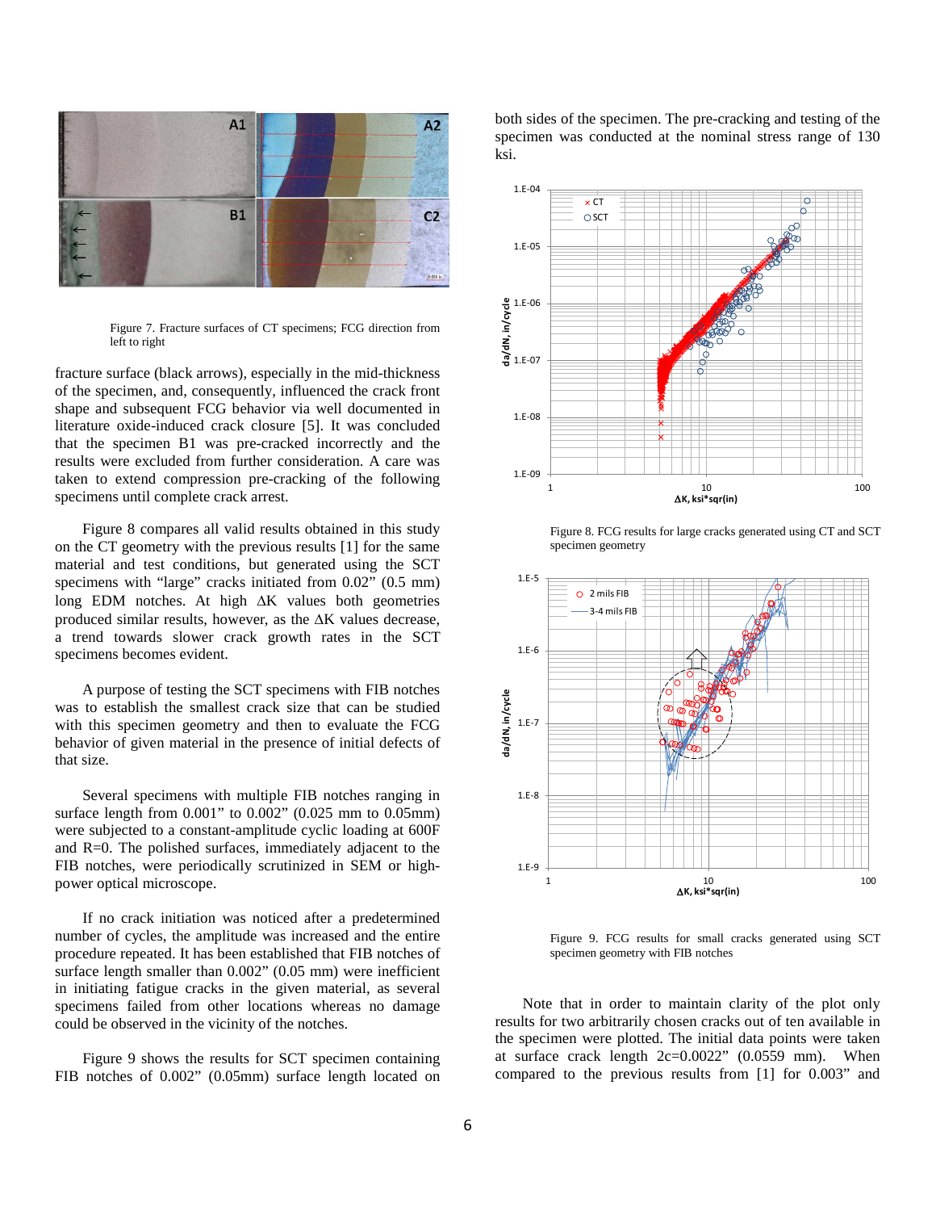Figure 7. Fracture surfaces of CT specimens; FCG direction from left to right

fracture surface (black arrows), especially in the mid-thickness of the specimen, and, consequently, influenced the crack front shape and subsequent FCG behavior via well documented in literature oxide-induced crack closure [5]. It was concluded that the specimen B1 was pre-cracked incorrectly and the results were excluded from further consideration. A care was taken to extend compression pre-cracking of the following specimens until complete crack arrest.

Figure 8 compares all valid results obtained in this study on the CT geometry with the previous results [1] for the same material and test conditions, but generated using the SCT specimens with "large" cracks initiated from 0.02" (0.5 mm) long EDM notches. At high $\Delta K$ values both geometries produced similar results, however, as the $\Delta K$ values decrease, a trend towards slower crack growth rates in the SCT specimens becomes evident.

A purpose of testing the SCT specimens with FIB notches was to establish the smallest crack size that can be studied with this specimen geometry and then to evaluate the FCG behavior of given material in the presence of initial defects of that size.

Several specimens with multiple FIB notches ranging in surface length from 0.001" to 0.002" (0.025 mm to 0.05mm) were subjected to a constant-amplitude cyclic loading at 600F and R=0. The polished surfaces, immediately adjacent to the FIB notches, were periodically scrutinized in SEM or high-power optical microscope.

If no crack initiation was noticed after a predetermined number of cycles, the amplitude was increased and the entire procedure repeated. It has been established that FIB notches of surface length smaller than 0.002" (0.05 mm) were inefficient in initiating fatigue cracks in the given material, as several specimens failed from other locations whereas no damage could be observed in the vicinity of the notches.

Figure 9 shows the results for SCT specimen containing FIB notches of 0.002" (0.05mm) surface length located on both sides of the specimen. The pre-cracking and testing of the specimen was conducted at the nominal stress range of 130 ksi.

Figure 8. FCG results for large cracks generated using CT and SCT specimen geometry

Figure 9. FCG results for small cracks generated using SCT specimen geometry with FIB notches

Note that in order to maintain clarity of the plot only results for two arbitrarily chosen cracks out of ten available in the specimen were plotted. The initial data points were taken at surface crack length 2c=0.0022" (0.0559 mm). When compared to the previous results from [1] for 0.003" and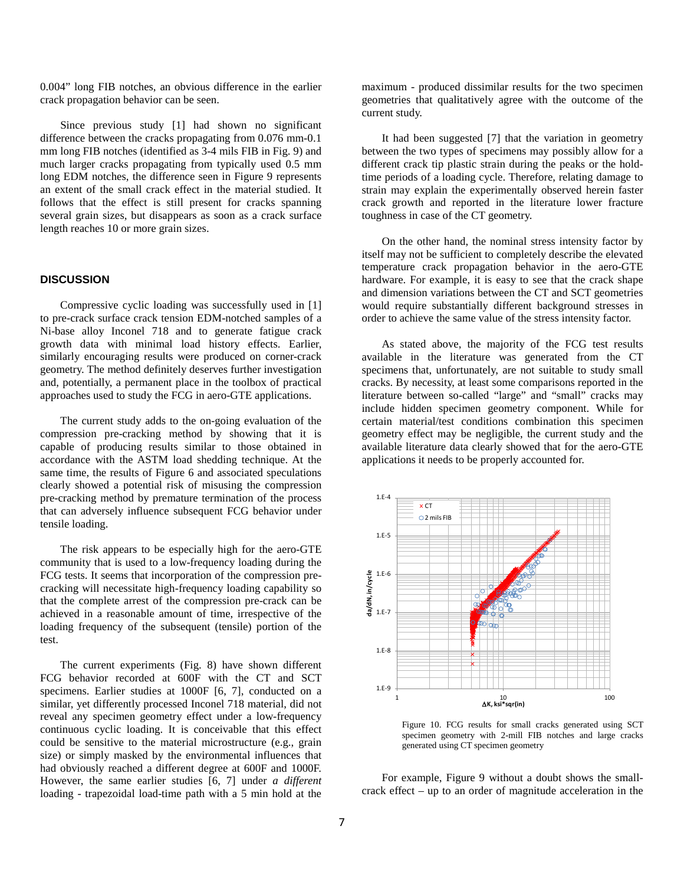0.004" long FIB notches, an obvious difference in the earlier crack propagation behavior can be seen.

Since previous study [1] had shown no significant difference between the cracks propagating from 0.076 mm-0.1 mm long FIB notches (identified as 3-4 mils FIB in Fig. 9) and much larger cracks propagating from typically used 0.5 mm long EDM notches, the difference seen in Figure 9 represents an extent of the small crack effect in the material studied. It follows that the effect is still present for cracks spanning several grain sizes, but disappears as soon as a crack surface length reaches 10 or more grain sizes.

## DISCUSSION

Compressive cyclic loading was successfully used in [1] to pre-crack surface crack tension EDM-notched samples of a Ni-base alloy Inconel 718 and to generate fatigue crack growth data with minimal load history effects. Earlier, similarly encouraging results were produced on corner-crack geometry. The method definitely deserves further investigation and, potentially, a permanent place in the toolbox of practical approaches used to study the FCG in aero-GTE applications.

The current study adds to the on-going evaluation of the compression pre-cracking method by showing that it is capable of producing results similar to those obtained in accordance with the ASTM load shedding technique. At the same time, the results of Figure 6 and associated speculations clearly showed a potential risk of misusing the compression pre-cracking method by premature termination of the process that can adversely influence subsequent FCG behavior under tensile loading.

The risk appears to be especially high for the aero-GTE community that is used to a low-frequency loading during the FCG tests. It seems that incorporation of the compression pre-cracking will necessitate high-frequency loading capability so that the complete arrest of the compression pre-crack can be achieved in a reasonable amount of time, irrespective of the loading frequency of the subsequent (tensile) portion of the test.

The current experiments (Fig. 8) have shown different FCG behavior recorded at 600F with the CT and SCT specimens. Earlier studies at 1000F [6, 7], conducted on a similar, yet differently processed Inconel 718 material, did not reveal any specimen geometry effect under a low-frequency continuous cyclic loading. It is conceivable that this effect could be sensitive to the material microstructure (e.g., grain size) or simply masked by the environmental influences that had obviously reached a different degree at 600F and 1000F. However, the same earlier studies [6, 7] under *a different* loading - trapezoidal load-time path with a 5 min hold at the maximum - produced dissimilar results for the two specimen geometries that qualitatively agree with the outcome of the current study.

It had been suggested [7] that the variation in geometry between the two types of specimens may possibly allow for a different crack tip plastic strain during the peaks or the hold-time periods of a loading cycle. Therefore, relating damage to strain may explain the experimentally observed herein faster crack growth and reported in the literature lower fracture toughness in case of the CT geometry.

On the other hand, the nominal stress intensity factor by itself may not be sufficient to completely describe the elevated temperature crack propagation behavior in the aero-GTE hardware. For example, it is easy to see that the crack shape and dimension variations between the CT and SCT geometries would require substantially different background stresses in order to achieve the same value of the stress intensity factor.

As stated above, the majority of the FCG test results available in the literature was generated from the CT specimens that, unfortunately, are not suitable to study small cracks. By necessity, at least some comparisons reported in the literature between so-called "large" and "small" cracks may include hidden specimen geometry component. While for certain material/test conditions combination this specimen geometry effect may be negligible, the current study and the available literature data clearly showed that for the aero-GTE applications it needs to be properly accounted for.

Figure 10. FCG results for small cracks generated using SCT specimen geometry with 2-mill FIB notches and large cracks generated using CT specimen geometry

For example, Figure 9 without a doubt shows the small-crack effect – up to an order of magnitude acceleration in the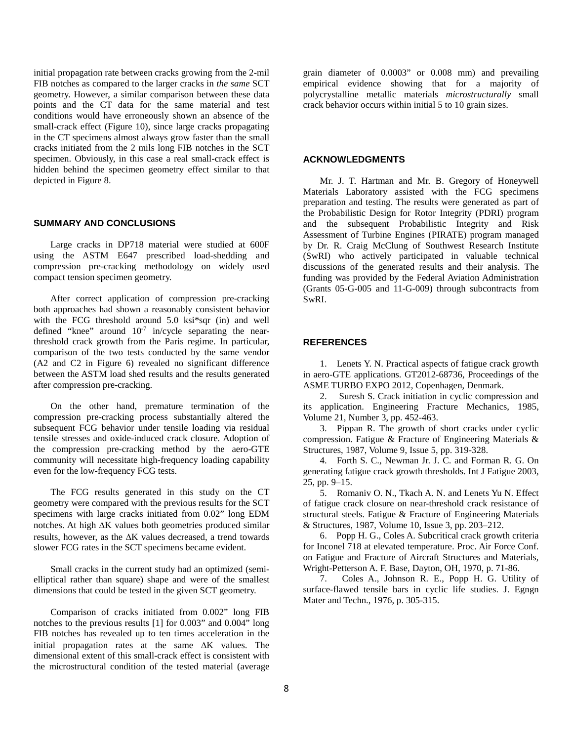initial propagation rate between cracks growing from the 2-mil FIB notches as compared to the larger cracks in *the same* SCT geometry. However, a similar comparison between these data points and the CT data for the same material and test conditions would have erroneously shown an absence of the small-crack effect (Figure 10), since large cracks propagating in the CT specimens almost always grow faster than the small cracks initiated from the 2 mils long FIB notches in the SCT specimen. Obviously, in this case a real small-crack effect is hidden behind the specimen geometry effect similar to that depicted in Figure 8.

## SUMMARY AND CONCLUSIONS

Large cracks in DP718 material were studied at 600F using the ASTM E647 prescribed load-shedding and compression pre-cracking methodology on widely used compact tension specimen geometry.

After correct application of compression pre-cracking both approaches had shown a reasonably consistent behavior with the FCG threshold around 5.0 ksi*sqr (in) and well defined "knee" around $10^{-7}$ in/cycle separating the near-threshold crack growth from the Paris regime. In particular, comparison of the two tests conducted by the same vendor (A2 and C2 in Figure 6) revealed no significant difference between the ASTM load shed results and the results generated after compression pre-cracking.

On the other hand, premature termination of the compression pre-cracking process substantially altered the subsequent FCG behavior under tensile loading via residual tensile stresses and oxide-induced crack closure. Adoption of the compression pre-cracking method by the aero-GTE community will necessitate high-frequency loading capability even for the low-frequency FCG tests.

The FCG results generated in this study on the CT geometry were compared with the previous results for the SCT specimens with large cracks initiated from 0.02" long EDM notches. At high $\Delta K$ values both geometries produced similar results, however, as the $\Delta K$ values decreased, a trend towards slower FCG rates in the SCT specimens became evident.

Small cracks in the current study had an optimized (semi-elliptical rather than square) shape and were of the smallest dimensions that could be tested in the given SCT geometry.

Comparison of cracks initiated from 0.002" long FIB notches to the previous results [1] for 0.003" and 0.004" long FIB notches has revealed up to ten times acceleration in the initial propagation rates at the same $\Delta K$ values. The dimensional extent of this small-crack effect is consistent with the microstructural condition of the tested material (average grain diameter of 0.0003" or 0.008 mm) and prevailing empirical evidence showing that for a majority of polycrystalline metallic materials *microstructurally* small crack behavior occurs within initial 5 to 10 grain sizes.

## ACKNOWLEDGMENTS

Mr. J. T. Hartman and Mr. B. Gregory of Honeywell Materials Laboratory assisted with the FCG specimens preparation and testing. The results were generated as part of the Probabilistic Design for Rotor Integrity (PDRI) program and the subsequent Probabilistic Integrity and Risk Assessment of Turbine Engines (PIRATE) program managed by Dr. R. Craig McClung of Southwest Research Institute (SwRI) who actively participated in valuable technical discussions of the generated results and their analysis. The funding was provided by the Federal Aviation Administration (Grants 05-G-005 and 11-G-009) through subcontracts from SwRI.

## REFERENCES

1. Lenets Y. N. Practical aspects of fatigue crack growth in aero-GTE applications. GT2012-68736, Proceedings of the ASME TURBO EXPO 2012, Copenhagen, Denmark.
2. Suresh S. Crack initiation in cyclic compression and its application. Engineering Fracture Mechanics, 1985, Volume 21, Number 3, pp. 452-463.
3. Pippan R. The growth of short cracks under cyclic compression. Fatigue & Fracture of Engineering Materials & Structures, 1987, Volume 9, Issue 5, pp. 319-328.
4. Forth S. C., Newman Jr. J. C. and Forman R. G. On generating fatigue crack growth thresholds. Int J Fatigue 2003, 25, pp. 9–15.
5. Romaniv O. N., Tkach A. N. and Lenets Yu N. Effect of fatigue crack closure on near-threshold crack resistance of structural steels. Fatigue & Fracture of Engineering Materials & Structures, 1987, Volume 10, Issue 3, pp. 203–212.
6. Popp H. G., Coles A. Subcritical crack growth criteria for Inconel 718 at elevated temperature. Proc. Air Force Conf. on Fatigue and Fracture of Aircraft Structures and Materials, Wright-Petterson A. F. Base, Dayton, OH, 1970, p. 71-86.
7. Coles A., Johnson R. E., Popp H. G. Utility of surface-flawed tensile bars in cyclic life studies. J. Egngn Mater and Techn., 1976, p. 305-315.